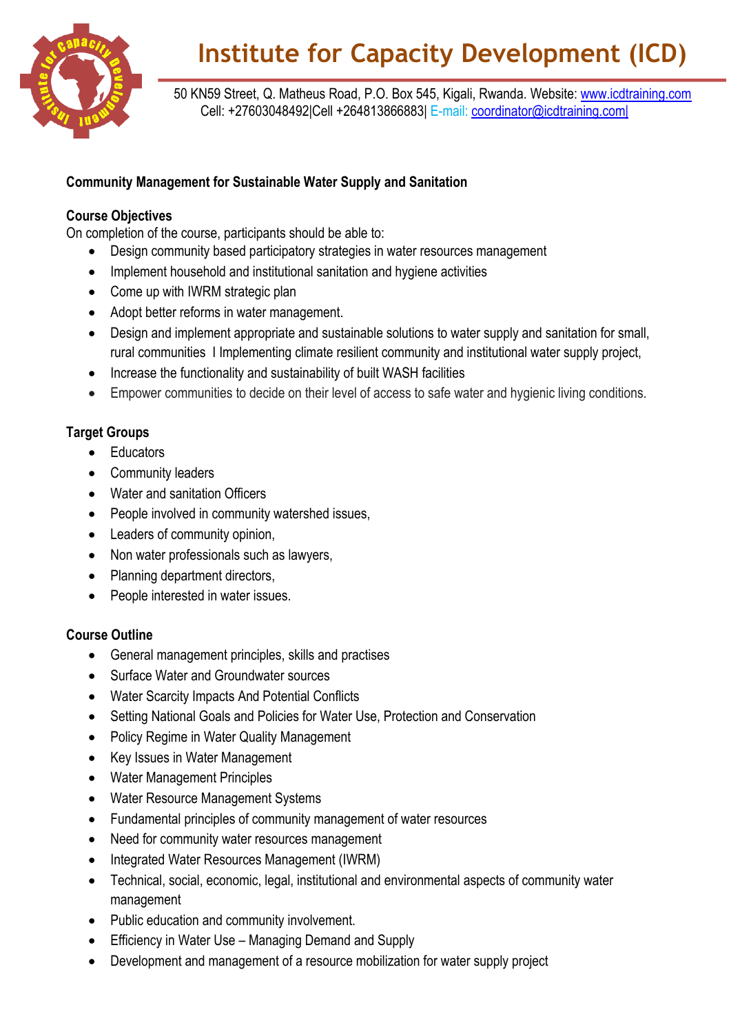# Institute for Capacity Development (ICD)

50 KN59 Street, Q. Matheus Road, P.O. Box 545, Kigali, Rwanda. Website: www.icdtraining.com
Cell: +27603048492|Cell +264813866883| E-mail: coordinator@icdtraining.com|

**Community Management for Sustainable Water Supply and Sanitation**

**Course Objectives**

On completion of the course, participants should be able to:

- Design community based participatory strategies in water resources management
- Implement household and institutional sanitation and hygiene activities
- Come up with IWRM strategic plan
- Adopt better reforms in water management.
- Design and implement appropriate and sustainable solutions to water supply and sanitation for small, rural communities l Implementing climate resilient community and institutional water supply project,
- Increase the functionality and sustainability of built WASH facilities
- Empower communities to decide on their level of access to safe water and hygienic living conditions.

**Target Groups**

- Educators
- Community leaders
- Water and sanitation Officers
- People involved in community watershed issues,
- Leaders of community opinion,
- Non water professionals such as lawyers,
- Planning department directors,
- People interested in water issues.

**Course Outline**

- General management principles, skills and practises
- Surface Water and Groundwater sources
- Water Scarcity Impacts And Potential Conflicts
- Setting National Goals and Policies for Water Use, Protection and Conservation
- Policy Regime in Water Quality Management
- Key Issues in Water Management
- Water Management Principles
- Water Resource Management Systems
- Fundamental principles of community management of water resources
- Need for community water resources management
- Integrated Water Resources Management (IWRM)
- Technical, social, economic, legal, institutional and environmental aspects of community water management
- Public education and community involvement.
- Efficiency in Water Use – Managing Demand and Supply
- Development and management of a resource mobilization for water supply project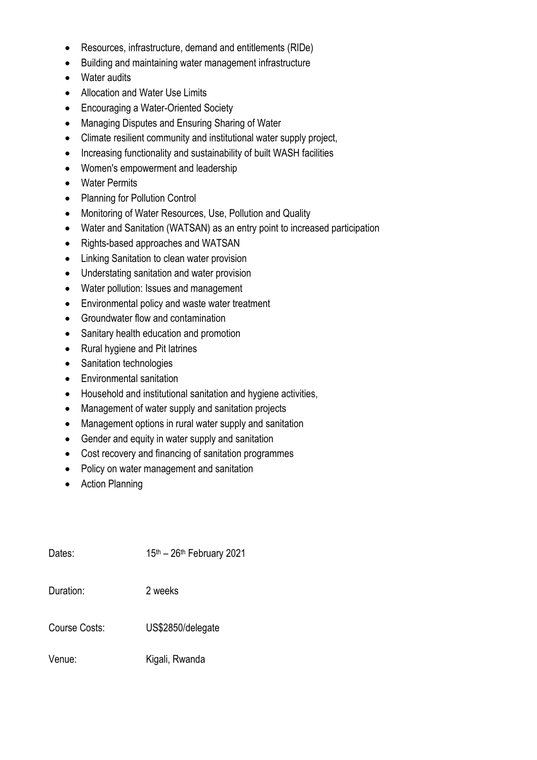- Resources, infrastructure, demand and entitlements (RIDe)
- Building and maintaining water management infrastructure
- Water audits
- Allocation and Water Use Limits
- Encouraging a Water-Oriented Society
- Managing Disputes and Ensuring Sharing of Water
- Climate resilient community and institutional water supply project,
- Increasing functionality and sustainability of built WASH facilities
- Women's empowerment and leadership
- Water Permits
- Planning for Pollution Control
- Monitoring of Water Resources, Use, Pollution and Quality
- Water and Sanitation (WATSAN) as an entry point to increased participation
- Rights-based approaches and WATSAN
- Linking Sanitation to clean water provision
- Understating sanitation and water provision
- Water pollution: Issues and management
- Environmental policy and waste water treatment
- Groundwater flow and contamination
- Sanitary health education and promotion
- Rural hygiene and Pit latrines
- Sanitation technologies
- Environmental sanitation
- Household and institutional sanitation and hygiene activities,
- Management of water supply and sanitation projects
- Management options in rural water supply and sanitation
- Gender and equity in water supply and sanitation
- Cost recovery and financing of sanitation programmes
- Policy on water management and sanitation
- Action Planning

Dates: 15th – 26th February 2021

Duration: 2 weeks

Course Costs: US$2850/delegate

Venue: Kigali, Rwanda